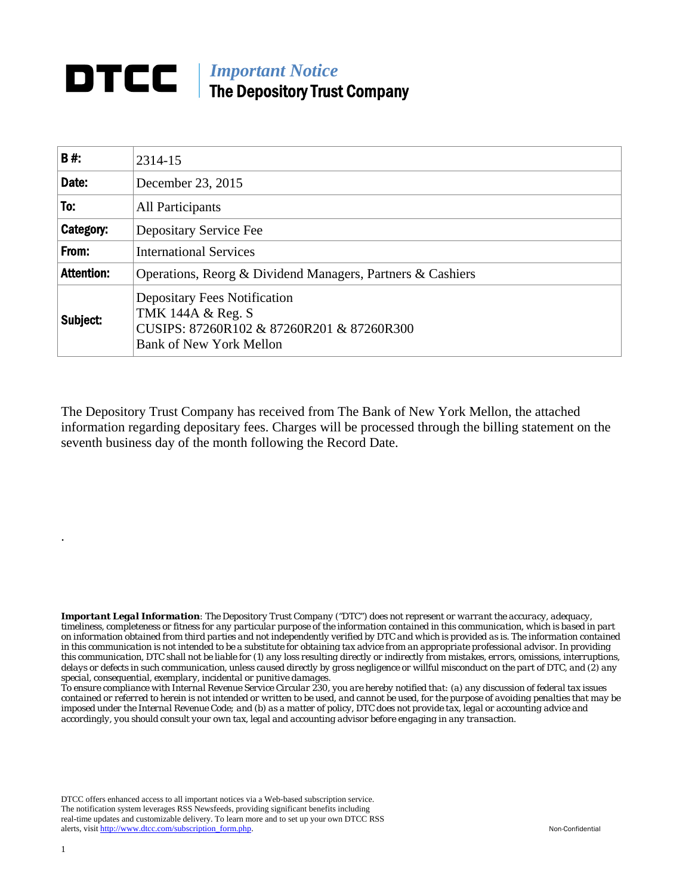# DTCC

## *Important Notice*
## The Depository Trust Company

| **B #:** | 2314-15 |
|---|---|
| **Date:** | December 23, 2015 |
| **To:** | All Participants |
| **Category:** | Depositary Service Fee |
| **From:** | International Services |
| **Attention:** | Operations, Reorg & Dividend Managers, Partners & Cashiers |
| **Subject:** | Depositary Fees Notification<br>TMK 144A & Reg. S<br>CUSIPS: 87260R102 & 87260R201 & 87260R300<br>Bank of New York Mellon |

The Depository Trust Company has received from The Bank of New York Mellon, the attached information regarding depositary fees. Charges will be processed through the billing statement on the seventh business day of the month following the Record Date.

.

***Important Legal Information**: The Depository Trust Company ("DTC") does not represent or warrant the accuracy, adequacy, timeliness, completeness or fitness for any particular purpose of the information contained in this communication, which is based in part on information obtained from third parties and not independently verified by DTC and which is provided as is. The information contained in this communication is not intended to be a substitute for obtaining tax advice from an appropriate professional advisor. In providing this communication, DTC shall not be liable for (1) any loss resulting directly or indirectly from mistakes, errors, omissions, interruptions, delays or defects in such communication, unless caused directly by gross negligence or willful misconduct on the part of DTC, and (2) any special, consequential, exemplary, incidental or punitive damages.*

*To ensure compliance with Internal Revenue Service Circular 230, you are hereby notified that: (a) any discussion of federal tax issues contained or referred to herein is not intended or written to be used, and cannot be used, for the purpose of avoiding penalties that may be imposed under the Internal Revenue Code; and (b) as a matter of policy, DTC does not provide tax, legal or accounting advice and accordingly, you should consult your own tax, legal and accounting advisor before engaging in any transaction.*

DTCC offers enhanced access to all important notices via a Web-based subscription service. The notification system leverages RSS Newsfeeds, providing significant benefits including real-time updates and customizable delivery. To learn more and to set up your own DTCC RSS alerts, visit http://www.dtcc.com/subscription_form.php.

Non-Confidential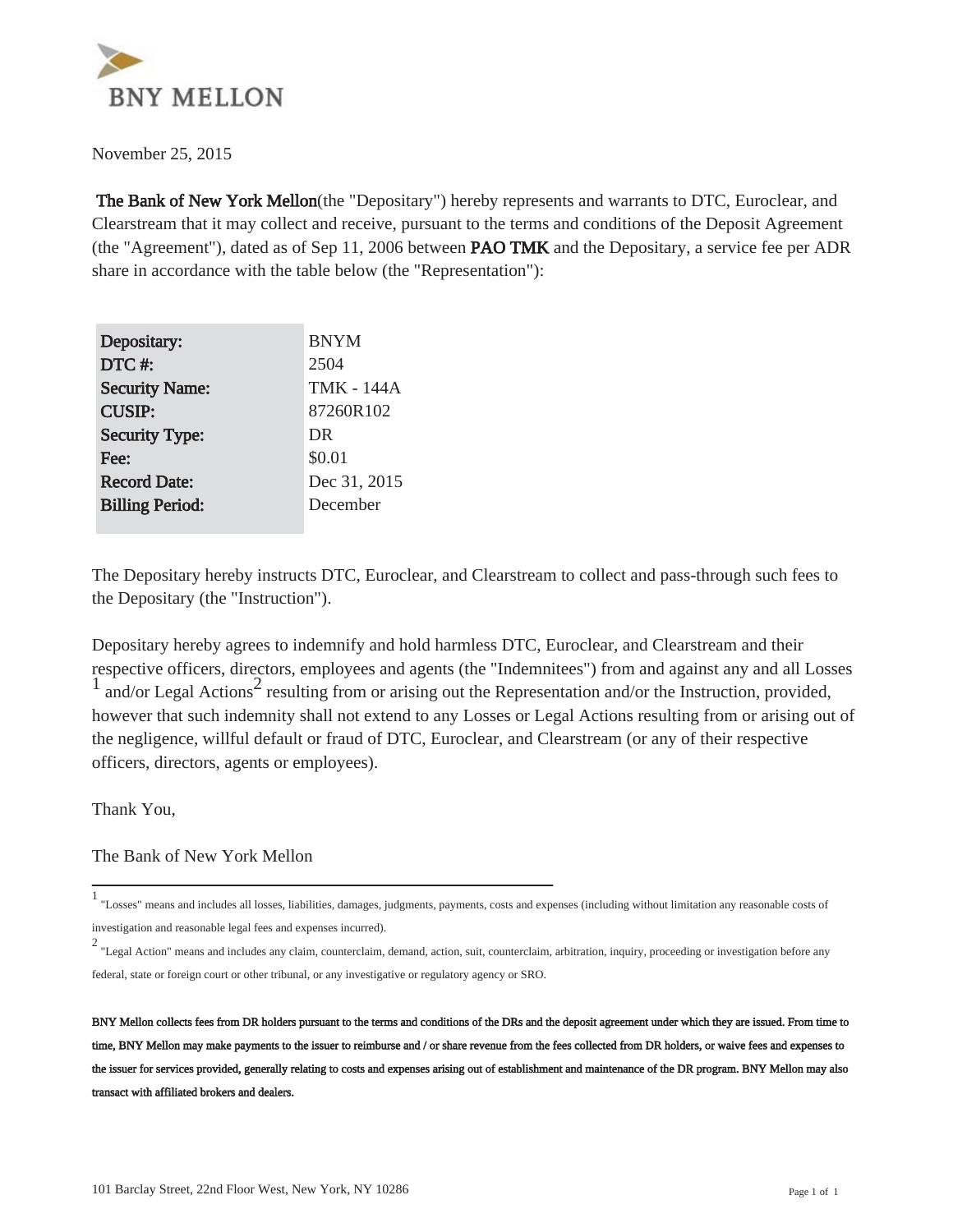BNY MELLON

November 25, 2015

**The Bank of New York Mellon**(the "Depositary") hereby represents and warrants to DTC, Euroclear, and Clearstream that it may collect and receive, pursuant to the terms and conditions of the Deposit Agreement (the "Agreement"), dated as of Sep 11, 2006 between **PAO TMK** and the Depositary, a service fee per ADR share in accordance with the table below (the "Representation"):

| | |
|---|---|
| **Depositary:** | BNYM |
| **DTC #:** | 2504 |
| **Security Name:** | TMK - 144A |
| **CUSIP:** | 87260R102 |
| **Security Type:** | DR |
| **Fee:** | $0.01 |
| **Record Date:** | Dec 31, 2015 |
| **Billing Period:** | December |

The Depositary hereby instructs DTC, Euroclear, and Clearstream to collect and pass-through such fees to the Depositary (the "Instruction").

Depositary hereby agrees to indemnify and hold harmless DTC, Euroclear, and Clearstream and their respective officers, directors, employees and agents (the "Indemnitees") from and against any and all Losses [1] and/or Legal Actions [2] resulting from or arising out the Representation and/or the Instruction, provided, however that such indemnity shall not extend to any Losses or Legal Actions resulting from or arising out of the negligence, willful default or fraud of DTC, Euroclear, and Clearstream (or any of their respective officers, directors, agents or employees).

Thank You,

The Bank of New York Mellon

---

[1] "Losses" means and includes all losses, liabilities, damages, judgments, payments, costs and expenses (including without limitation any reasonable costs of investigation and reasonable legal fees and expenses incurred).

[2] "Legal Action" means and includes any claim, counterclaim, demand, action, suit, counterclaim, arbitration, inquiry, proceeding or investigation before any federal, state or foreign court or other tribunal, or any investigative or regulatory agency or SRO.

**BNY Mellon collects fees from DR holders pursuant to the terms and conditions of the DRs and the deposit agreement under which they are issued. From time to time, BNY Mellon may make payments to the issuer to reimburse and / or share revenue from the fees collected from DR holders, or waive fees and expenses to the issuer for services provided, generally relating to costs and expenses arising out of establishment and maintenance of the DR program. BNY Mellon may also transact with affiliated brokers and dealers.**

101 Barclay Street, 22nd Floor West, New York, NY 10286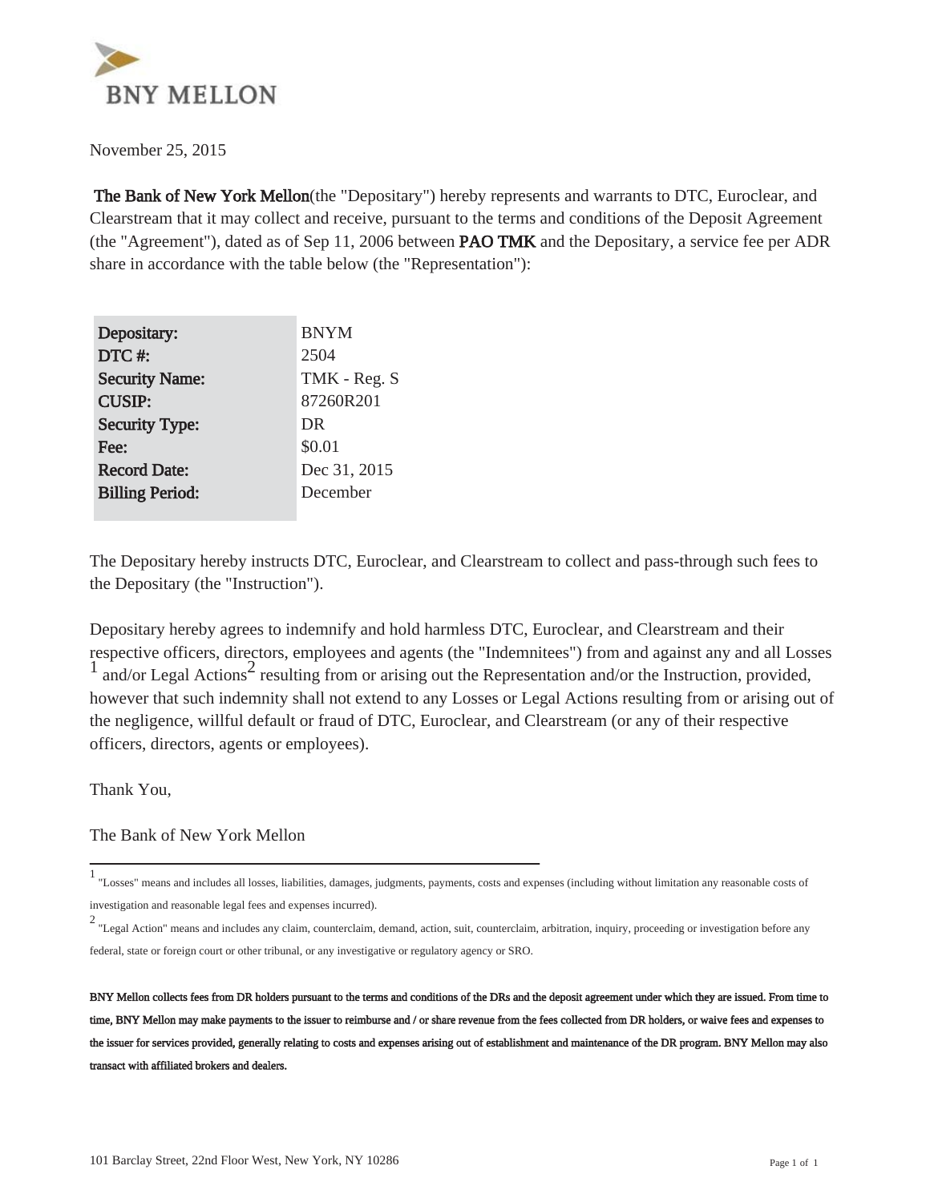BNY MELLON

November 25, 2015

**The Bank of New York Mellon**(the "Depositary") hereby represents and warrants to DTC, Euroclear, and Clearstream that it may collect and receive, pursuant to the terms and conditions of the Deposit Agreement (the "Agreement"), dated as of Sep 11, 2006 between **PAO TMK** and the Depositary, a service fee per ADR share in accordance with the table below (the "Representation"):

| | |
|---|---|
| **Depositary:** | BNYM |
| **DTC #:** | 2504 |
| **Security Name:** | TMK - Reg. S |
| **CUSIP:** | 87260R201 |
| **Security Type:** | DR |
| **Fee:** | $0.01 |
| **Record Date:** | Dec 31, 2015 |
| **Billing Period:** | December |

The Depositary hereby instructs DTC, Euroclear, and Clearstream to collect and pass-through such fees to the Depositary (the "Instruction").

Depositary hereby agrees to indemnify and hold harmless DTC, Euroclear, and Clearstream and their respective officers, directors, employees and agents (the "Indemnitees") from and against any and all Losses [1] and/or Legal Actions[2] resulting from or arising out the Representation and/or the Instruction, provided, however that such indemnity shall not extend to any Losses or Legal Actions resulting from or arising out of the negligence, willful default or fraud of DTC, Euroclear, and Clearstream (or any of their respective officers, directors, agents or employees).

Thank You,

The Bank of New York Mellon

---

[1] "Losses" means and includes all losses, liabilities, damages, judgments, payments, costs and expenses (including without limitation any reasonable costs of investigation and reasonable legal fees and expenses incurred).

[2] "Legal Action" means and includes any claim, counterclaim, demand, action, suit, counterclaim, arbitration, inquiry, proceeding or investigation before any federal, state or foreign court or other tribunal, or any investigative or regulatory agency or SRO.

**BNY Mellon collects fees from DR holders pursuant to the terms and conditions of the DRs and the deposit agreement under which they are issued. From time to time, BNY Mellon may make payments to the issuer to reimburse and / or share revenue from the fees collected from DR holders, or waive fees and expenses to the issuer for services provided, generally relating to costs and expenses arising out of establishment and maintenance of the DR program. BNY Mellon may also transact with affiliated brokers and dealers.**

101 Barclay Street, 22nd Floor West, New York, NY 10286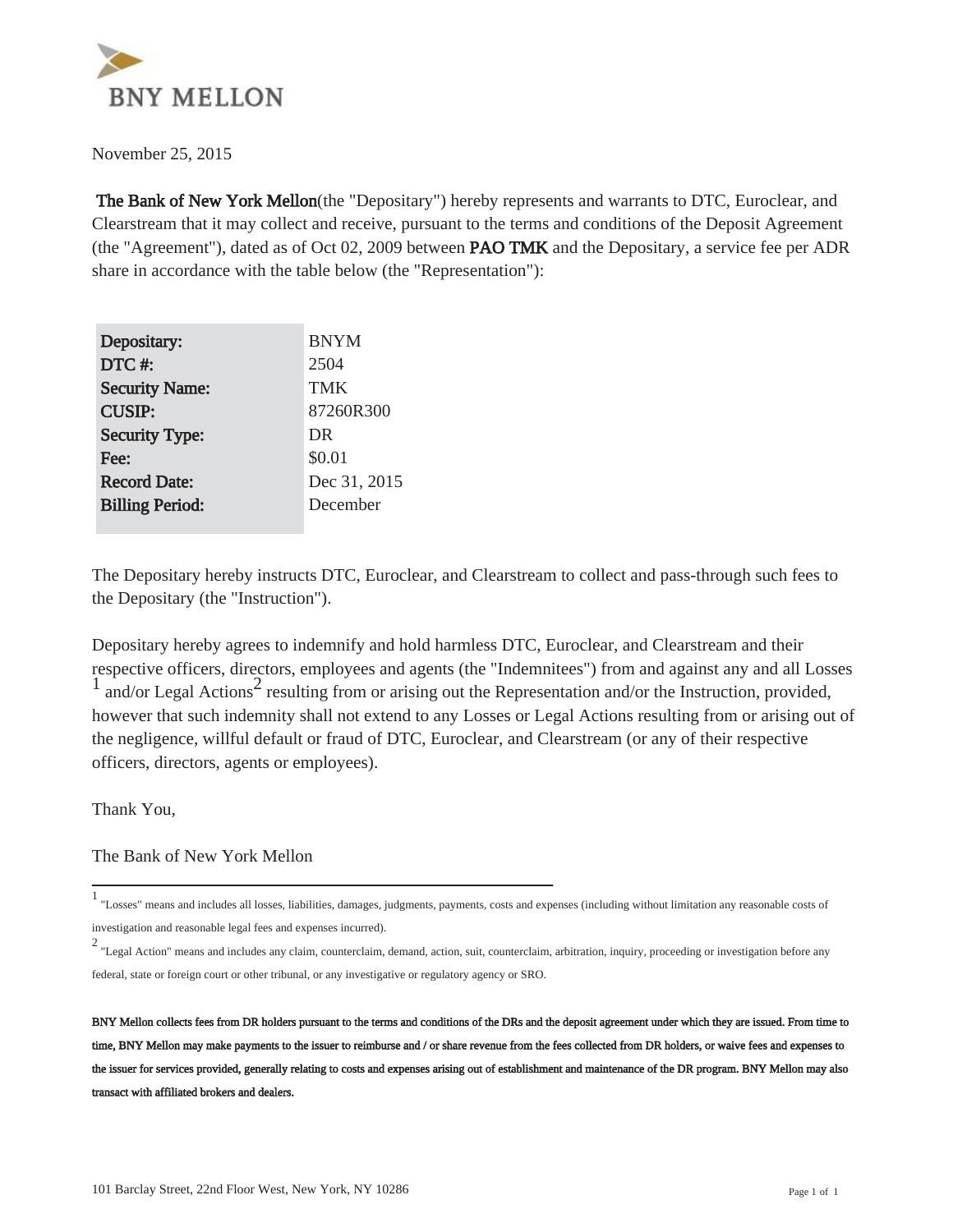**BNY MELLON**

November 25, 2015

**The Bank of New York Mellon**(the "Depositary") hereby represents and warrants to DTC, Euroclear, and Clearstream that it may collect and receive, pursuant to the terms and conditions of the Deposit Agreement (the "Agreement"), dated as of Oct 02, 2009 between **PAO TMK** and the Depositary, a service fee per ADR share in accordance with the table below (the "Representation"):

| | |
|---|---|
| **Depositary:** | BNYM |
| **DTC #:** | 2504 |
| **Security Name:** | TMK |
| **CUSIP:** | 87260R300 |
| **Security Type:** | DR |
| **Fee:** | $0.01 |
| **Record Date:** | Dec 31, 2015 |
| **Billing Period:** | December |

The Depositary hereby instructs DTC, Euroclear, and Clearstream to collect and pass-through such fees to the Depositary (the "Instruction").

Depositary hereby agrees to indemnify and hold harmless DTC, Euroclear, and Clearstream and their respective officers, directors, employees and agents (the "Indemnitees") from and against any and all Losses [1] and/or Legal Actions[2] resulting from or arising out the Representation and/or the Instruction, provided, however that such indemnity shall not extend to any Losses or Legal Actions resulting from or arising out of the negligence, willful default or fraud of DTC, Euroclear, and Clearstream (or any of their respective officers, directors, agents or employees).

Thank You,

The Bank of New York Mellon

---

[1] "Losses" means and includes all losses, liabilities, damages, judgments, payments, costs and expenses (including without limitation any reasonable costs of investigation and reasonable legal fees and expenses incurred).

[2] "Legal Action" means and includes any claim, counterclaim, demand, action, suit, counterclaim, arbitration, inquiry, proceeding or investigation before any federal, state or foreign court or other tribunal, or any investigative or regulatory agency or SRO.

**BNY Mellon collects fees from DR holders pursuant to the terms and conditions of the DRs and the deposit agreement under which they are issued. From time to time, BNY Mellon may make payments to the issuer to reimburse and / or share revenue from the fees collected from DR holders, or waive fees and expenses to the issuer for services provided, generally relating to costs and expenses arising out of establishment and maintenance of the DR program. BNY Mellon may also transact with affiliated brokers and dealers.**

101 Barclay Street, 22nd Floor West, New York, NY 10286